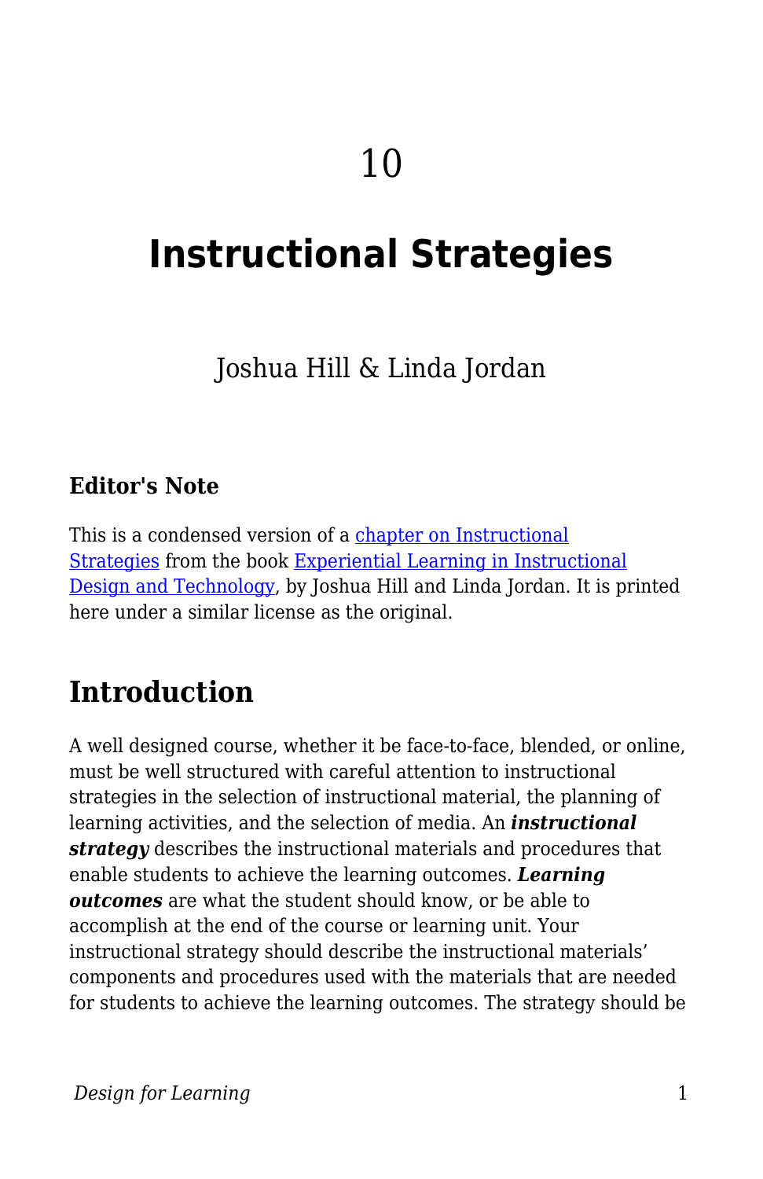10

# Instructional Strategies

Joshua Hill & Linda Jordan

### Editor's Note

This is a condensed version of a chapter on Instructional Strategies from the book Experiential Learning in Instructional Design and Technology, by Joshua Hill and Linda Jordan. It is printed here under a similar license as the original.

## Introduction

A well designed course, whether it be face-to-face, blended, or online, must be well structured with careful attention to instructional strategies in the selection of instructional material, the planning of learning activities, and the selection of media. An ***instructional strategy*** describes the instructional materials and procedures that enable students to achieve the learning outcomes. ***Learning outcomes*** are what the student should know, or be able to accomplish at the end of the course or learning unit. Your instructional strategy should describe the instructional materials' components and procedures used with the materials that are needed for students to achieve the learning outcomes. The strategy should be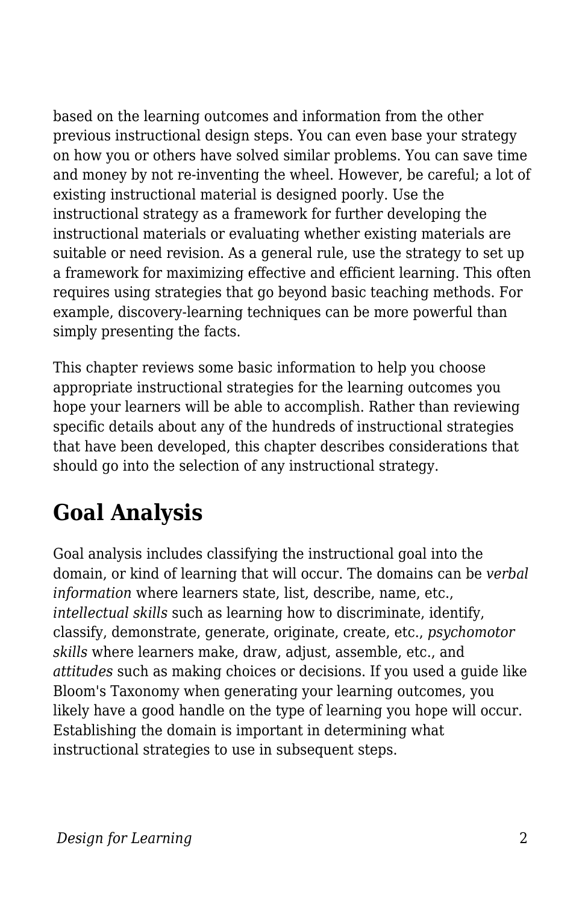based on the learning outcomes and information from the other previous instructional design steps. You can even base your strategy on how you or others have solved similar problems. You can save time and money by not re-inventing the wheel. However, be careful; a lot of existing instructional material is designed poorly. Use the instructional strategy as a framework for further developing the instructional materials or evaluating whether existing materials are suitable or need revision. As a general rule, use the strategy to set up a framework for maximizing effective and efficient learning. This often requires using strategies that go beyond basic teaching methods. For example, discovery-learning techniques can be more powerful than simply presenting the facts.

This chapter reviews some basic information to help you choose appropriate instructional strategies for the learning outcomes you hope your learners will be able to accomplish. Rather than reviewing specific details about any of the hundreds of instructional strategies that have been developed, this chapter describes considerations that should go into the selection of any instructional strategy.

## Goal Analysis

Goal analysis includes classifying the instructional goal into the domain, or kind of learning that will occur. The domains can be *verbal information* where learners state, list, describe, name, etc., *intellectual skills* such as learning how to discriminate, identify, classify, demonstrate, generate, originate, create, etc., *psychomotor skills* where learners make, draw, adjust, assemble, etc., and *attitudes* such as making choices or decisions. If you used a guide like Bloom's Taxonomy when generating your learning outcomes, you likely have a good handle on the type of learning you hope will occur. Establishing the domain is important in determining what instructional strategies to use in subsequent steps.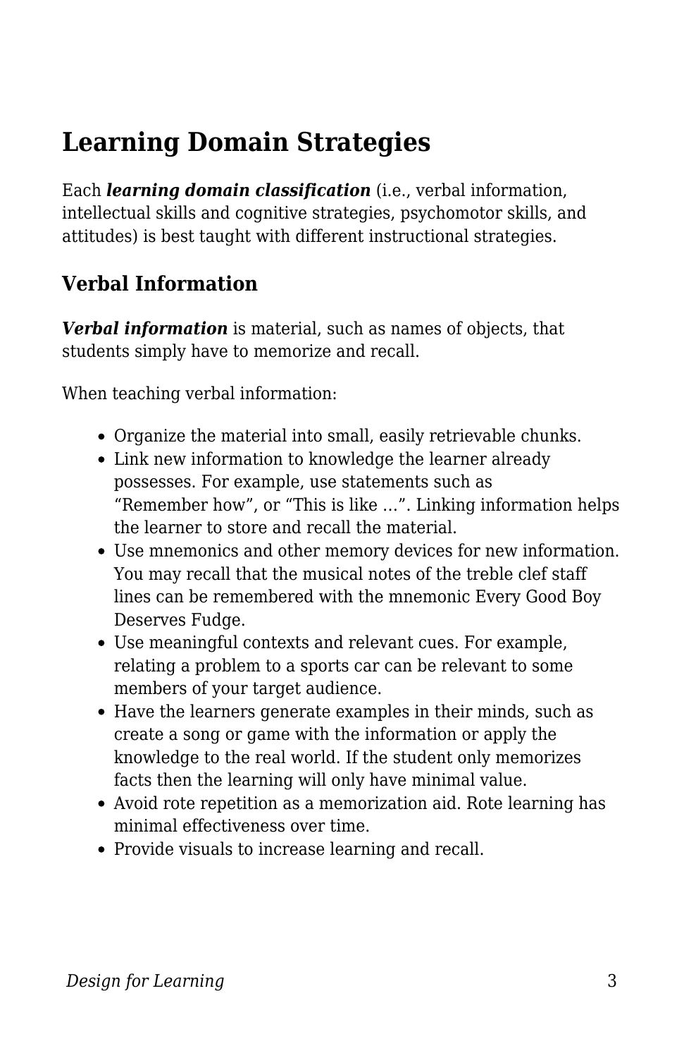## Learning Domain Strategies

Each ***learning domain classification*** (i.e., verbal information, intellectual skills and cognitive strategies, psychomotor skills, and attitudes) is best taught with different instructional strategies.

### Verbal Information

***Verbal information*** is material, such as names of objects, that students simply have to memorize and recall.

When teaching verbal information:

- Organize the material into small, easily retrievable chunks.
- Link new information to knowledge the learner already possesses. For example, use statements such as "Remember how", or "This is like …". Linking information helps the learner to store and recall the material.
- Use mnemonics and other memory devices for new information. You may recall that the musical notes of the treble clef staff lines can be remembered with the mnemonic Every Good Boy Deserves Fudge.
- Use meaningful contexts and relevant cues. For example, relating a problem to a sports car can be relevant to some members of your target audience.
- Have the learners generate examples in their minds, such as create a song or game with the information or apply the knowledge to the real world. If the student only memorizes facts then the learning will only have minimal value.
- Avoid rote repetition as a memorization aid. Rote learning has minimal effectiveness over time.
- Provide visuals to increase learning and recall.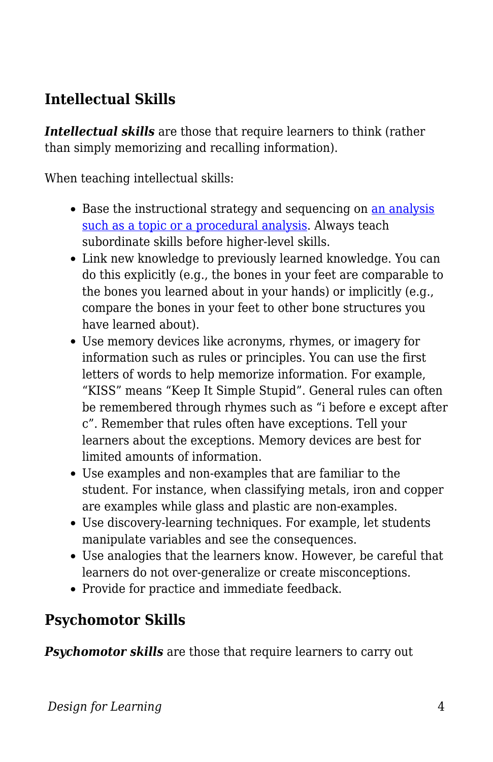## Intellectual Skills

***Intellectual skills*** are those that require learners to think (rather than simply memorizing and recalling information).

When teaching intellectual skills:

- Base the instructional strategy and sequencing on [an analysis such as a topic or a procedural analysis](). Always teach subordinate skills before higher-level skills.
- Link new knowledge to previously learned knowledge. You can do this explicitly (e.g., the bones in your feet are comparable to the bones you learned about in your hands) or implicitly (e.g., compare the bones in your feet to other bone structures you have learned about).
- Use memory devices like acronyms, rhymes, or imagery for information such as rules or principles. You can use the first letters of words to help memorize information. For example, "KISS" means "Keep It Simple Stupid". General rules can often be remembered through rhymes such as "i before e except after c". Remember that rules often have exceptions. Tell your learners about the exceptions. Memory devices are best for limited amounts of information.
- Use examples and non-examples that are familiar to the student. For instance, when classifying metals, iron and copper are examples while glass and plastic are non-examples.
- Use discovery-learning techniques. For example, let students manipulate variables and see the consequences.
- Use analogies that the learners know. However, be careful that learners do not over-generalize or create misconceptions.
- Provide for practice and immediate feedback.

## Psychomotor Skills

***Psychomotor skills*** are those that require learners to carry out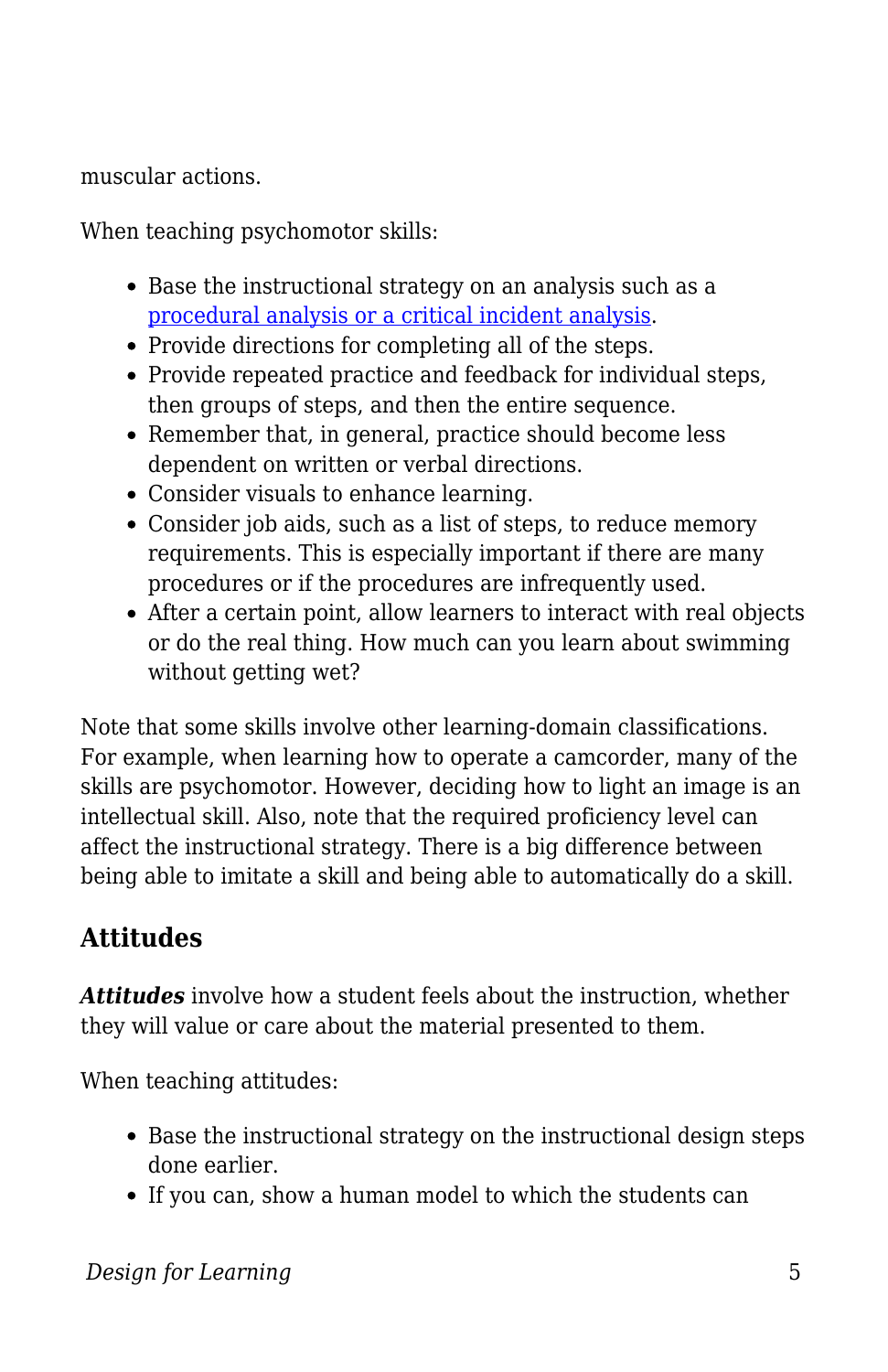muscular actions.

When teaching psychomotor skills:

- Base the instructional strategy on an analysis such as a [procedural analysis or a critical incident analysis](#).
- Provide directions for completing all of the steps.
- Provide repeated practice and feedback for individual steps, then groups of steps, and then the entire sequence.
- Remember that, in general, practice should become less dependent on written or verbal directions.
- Consider visuals to enhance learning.
- Consider job aids, such as a list of steps, to reduce memory requirements. This is especially important if there are many procedures or if the procedures are infrequently used.
- After a certain point, allow learners to interact with real objects or do the real thing. How much can you learn about swimming without getting wet?

Note that some skills involve other learning-domain classifications. For example, when learning how to operate a camcorder, many of the skills are psychomotor. However, deciding how to light an image is an intellectual skill. Also, note that the required proficiency level can affect the instructional strategy. There is a big difference between being able to imitate a skill and being able to automatically do a skill.

## Attitudes

***Attitudes*** involve how a student feels about the instruction, whether they will value or care about the material presented to them.

When teaching attitudes:

- Base the instructional strategy on the instructional design steps done earlier.
- If you can, show a human model to which the students can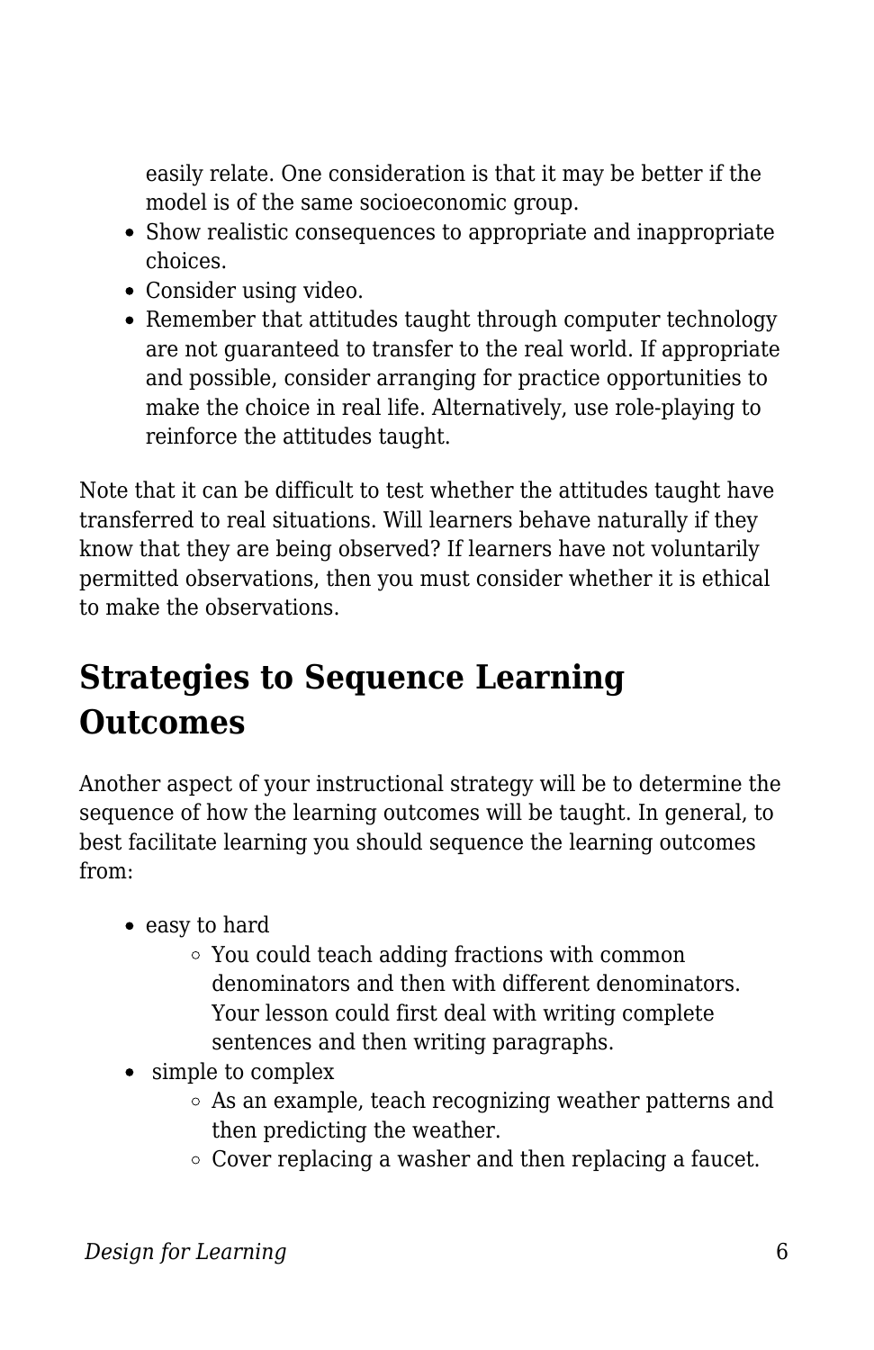easily relate. One consideration is that it may be better if the model is of the same socioeconomic group.

- Show realistic consequences to appropriate and inappropriate choices.
- Consider using video.
- Remember that attitudes taught through computer technology are not guaranteed to transfer to the real world. If appropriate and possible, consider arranging for practice opportunities to make the choice in real life. Alternatively, use role-playing to reinforce the attitudes taught.

Note that it can be difficult to test whether the attitudes taught have transferred to real situations. Will learners behave naturally if they know that they are being observed? If learners have not voluntarily permitted observations, then you must consider whether it is ethical to make the observations.

## Strategies to Sequence Learning Outcomes

Another aspect of your instructional strategy will be to determine the sequence of how the learning outcomes will be taught. In general, to best facilitate learning you should sequence the learning outcomes from:

- easy to hard
  - You could teach adding fractions with common denominators and then with different denominators. Your lesson could first deal with writing complete sentences and then writing paragraphs.
- simple to complex
  - As an example, teach recognizing weather patterns and then predicting the weather.
  - Cover replacing a washer and then replacing a faucet.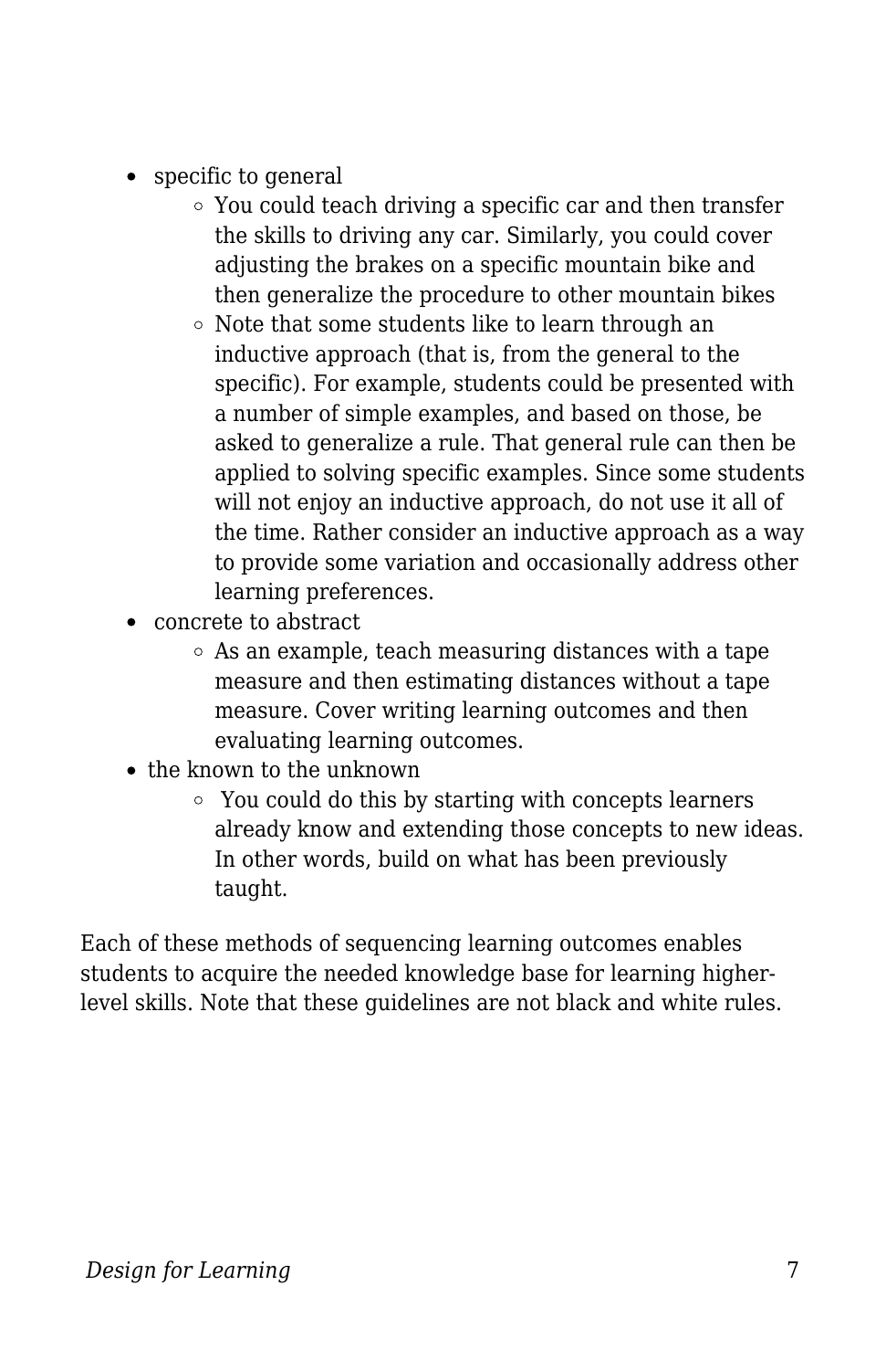- specific to general
    - You could teach driving a specific car and then transfer the skills to driving any car. Similarly, you could cover adjusting the brakes on a specific mountain bike and then generalize the procedure to other mountain bikes
    - Note that some students like to learn through an inductive approach (that is, from the general to the specific). For example, students could be presented with a number of simple examples, and based on those, be asked to generalize a rule. That general rule can then be applied to solving specific examples. Since some students will not enjoy an inductive approach, do not use it all of the time. Rather consider an inductive approach as a way to provide some variation and occasionally address other learning preferences.
- concrete to abstract
    - As an example, teach measuring distances with a tape measure and then estimating distances without a tape measure. Cover writing learning outcomes and then evaluating learning outcomes.
- the known to the unknown
    - You could do this by starting with concepts learners already know and extending those concepts to new ideas. In other words, build on what has been previously taught.

Each of these methods of sequencing learning outcomes enables students to acquire the needed knowledge base for learning higher-level skills. Note that these guidelines are not black and white rules.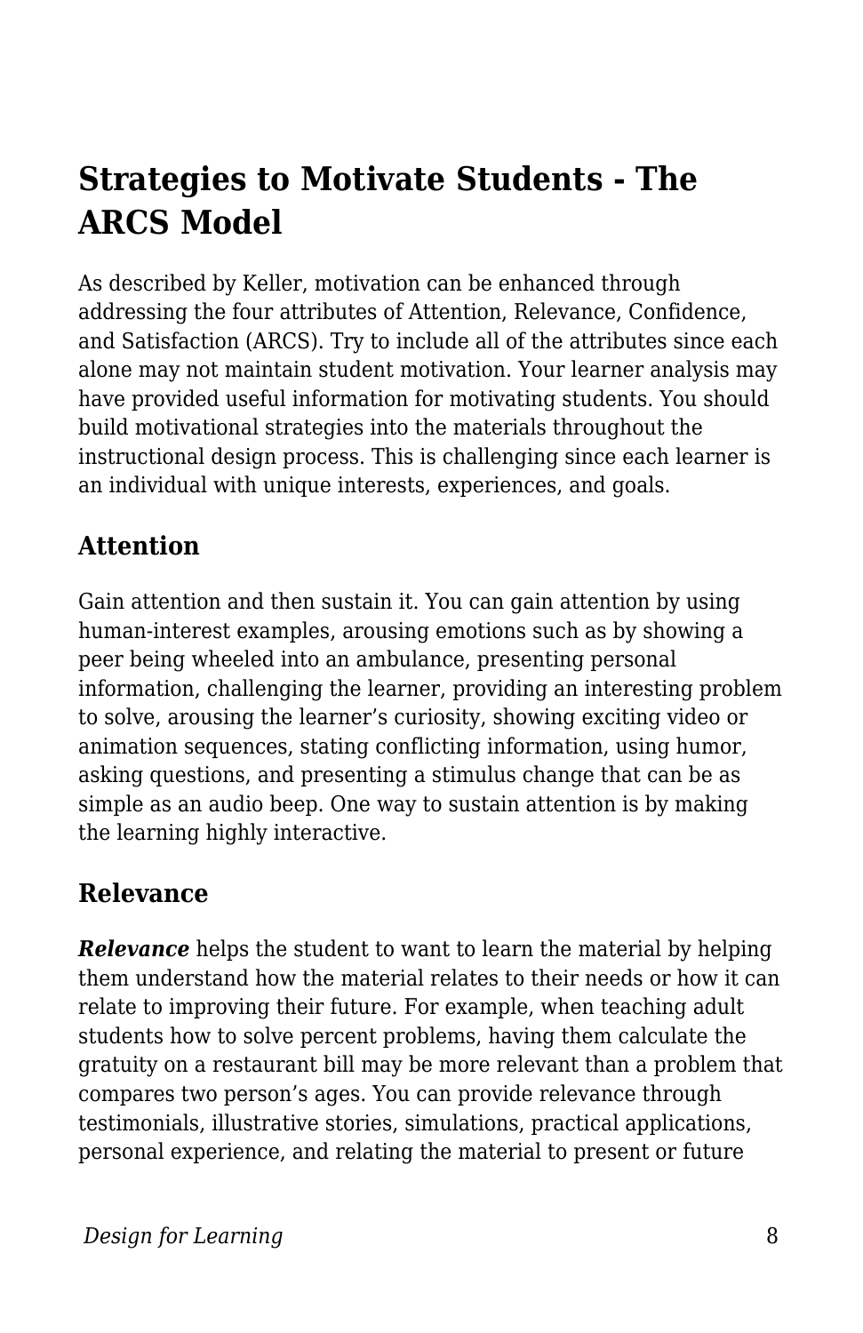# Strategies to Motivate Students - The ARCS Model

As described by Keller, motivation can be enhanced through addressing the four attributes of Attention, Relevance, Confidence, and Satisfaction (ARCS). Try to include all of the attributes since each alone may not maintain student motivation. Your learner analysis may have provided useful information for motivating students. You should build motivational strategies into the materials throughout the instructional design process. This is challenging since each learner is an individual with unique interests, experiences, and goals.

## Attention

Gain attention and then sustain it. You can gain attention by using human-interest examples, arousing emotions such as by showing a peer being wheeled into an ambulance, presenting personal information, challenging the learner, providing an interesting problem to solve, arousing the learner's curiosity, showing exciting video or animation sequences, stating conflicting information, using humor, asking questions, and presenting a stimulus change that can be as simple as an audio beep. One way to sustain attention is by making the learning highly interactive.

## Relevance

***Relevance*** helps the student to want to learn the material by helping them understand how the material relates to their needs or how it can relate to improving their future. For example, when teaching adult students how to solve percent problems, having them calculate the gratuity on a restaurant bill may be more relevant than a problem that compares two person's ages. You can provide relevance through testimonials, illustrative stories, simulations, practical applications, personal experience, and relating the material to present or future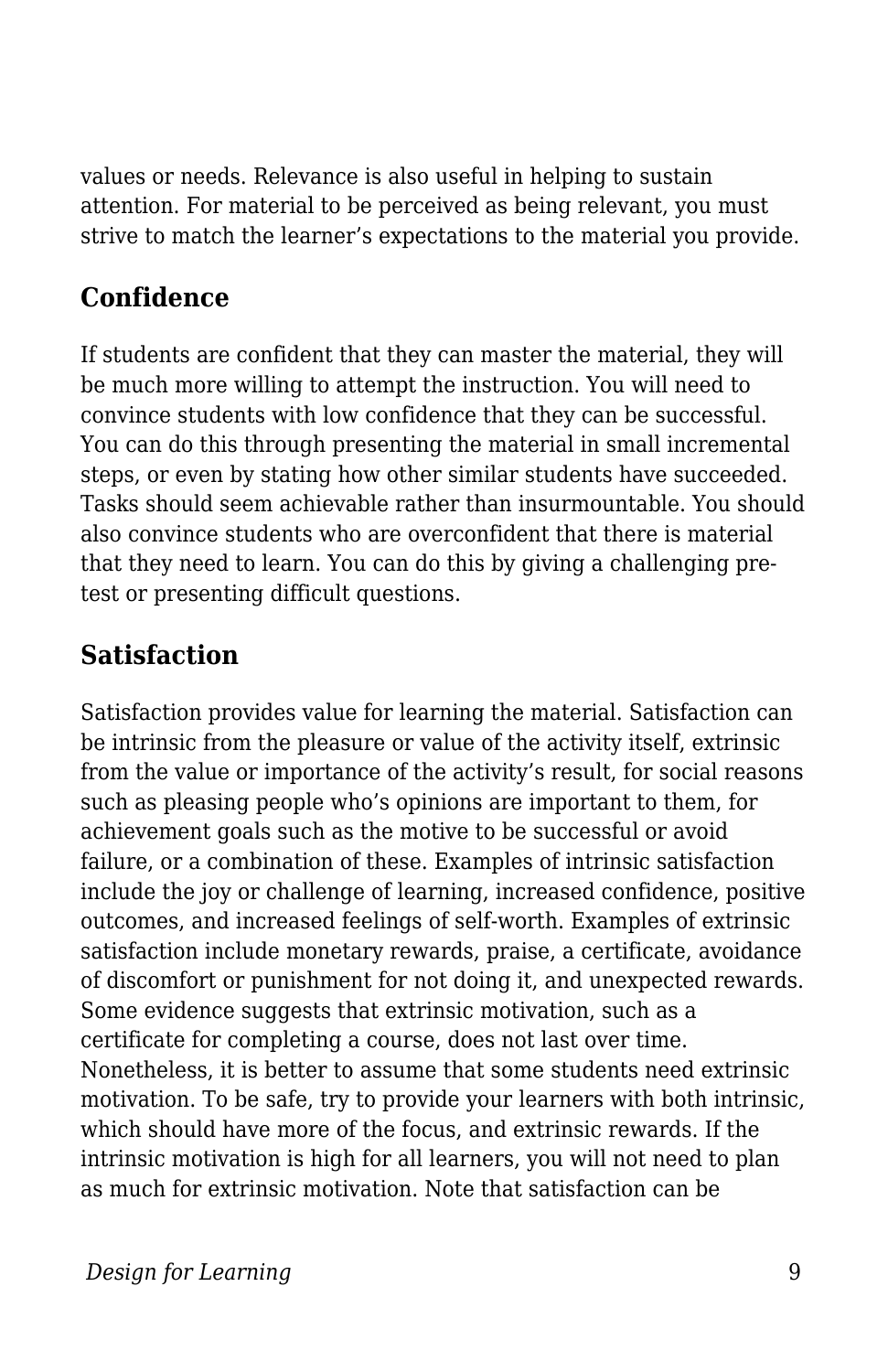values or needs. Relevance is also useful in helping to sustain attention. For material to be perceived as being relevant, you must strive to match the learner's expectations to the material you provide.

## Confidence

If students are confident that they can master the material, they will be much more willing to attempt the instruction. You will need to convince students with low confidence that they can be successful. You can do this through presenting the material in small incremental steps, or even by stating how other similar students have succeeded. Tasks should seem achievable rather than insurmountable. You should also convince students who are overconfident that there is material that they need to learn. You can do this by giving a challenging pre-test or presenting difficult questions.

## Satisfaction

Satisfaction provides value for learning the material. Satisfaction can be intrinsic from the pleasure or value of the activity itself, extrinsic from the value or importance of the activity's result, for social reasons such as pleasing people who's opinions are important to them, for achievement goals such as the motive to be successful or avoid failure, or a combination of these. Examples of intrinsic satisfaction include the joy or challenge of learning, increased confidence, positive outcomes, and increased feelings of self-worth. Examples of extrinsic satisfaction include monetary rewards, praise, a certificate, avoidance of discomfort or punishment for not doing it, and unexpected rewards. Some evidence suggests that extrinsic motivation, such as a certificate for completing a course, does not last over time. Nonetheless, it is better to assume that some students need extrinsic motivation. To be safe, try to provide your learners with both intrinsic, which should have more of the focus, and extrinsic rewards. If the intrinsic motivation is high for all learners, you will not need to plan as much for extrinsic motivation. Note that satisfaction can be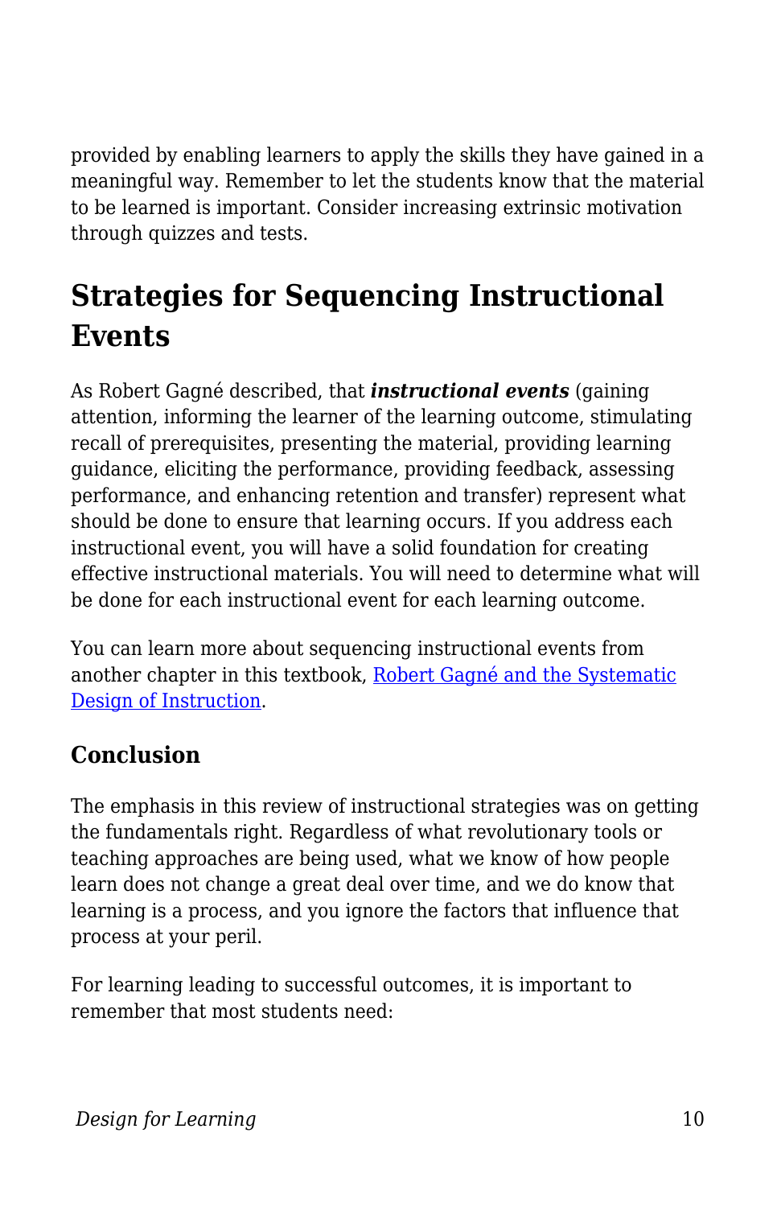provided by enabling learners to apply the skills they have gained in a meaningful way. Remember to let the students know that the material to be learned is important. Consider increasing extrinsic motivation through quizzes and tests.

## Strategies for Sequencing Instructional Events

As Robert Gagné described, that ***instructional events*** (gaining attention, informing the learner of the learning outcome, stimulating recall of prerequisites, presenting the material, providing learning guidance, eliciting the performance, providing feedback, assessing performance, and enhancing retention and transfer) represent what should be done to ensure that learning occurs. If you address each instructional event, you will have a solid foundation for creating effective instructional materials. You will need to determine what will be done for each instructional event for each learning outcome.

You can learn more about sequencing instructional events from another chapter in this textbook, [Robert Gagné and the Systematic Design of Instruction](Robert Gagné and the Systematic Design of Instruction).

### Conclusion

The emphasis in this review of instructional strategies was on getting the fundamentals right. Regardless of what revolutionary tools or teaching approaches are being used, what we know of how people learn does not change a great deal over time, and we do know that learning is a process, and you ignore the factors that influence that process at your peril.

For learning leading to successful outcomes, it is important to remember that most students need: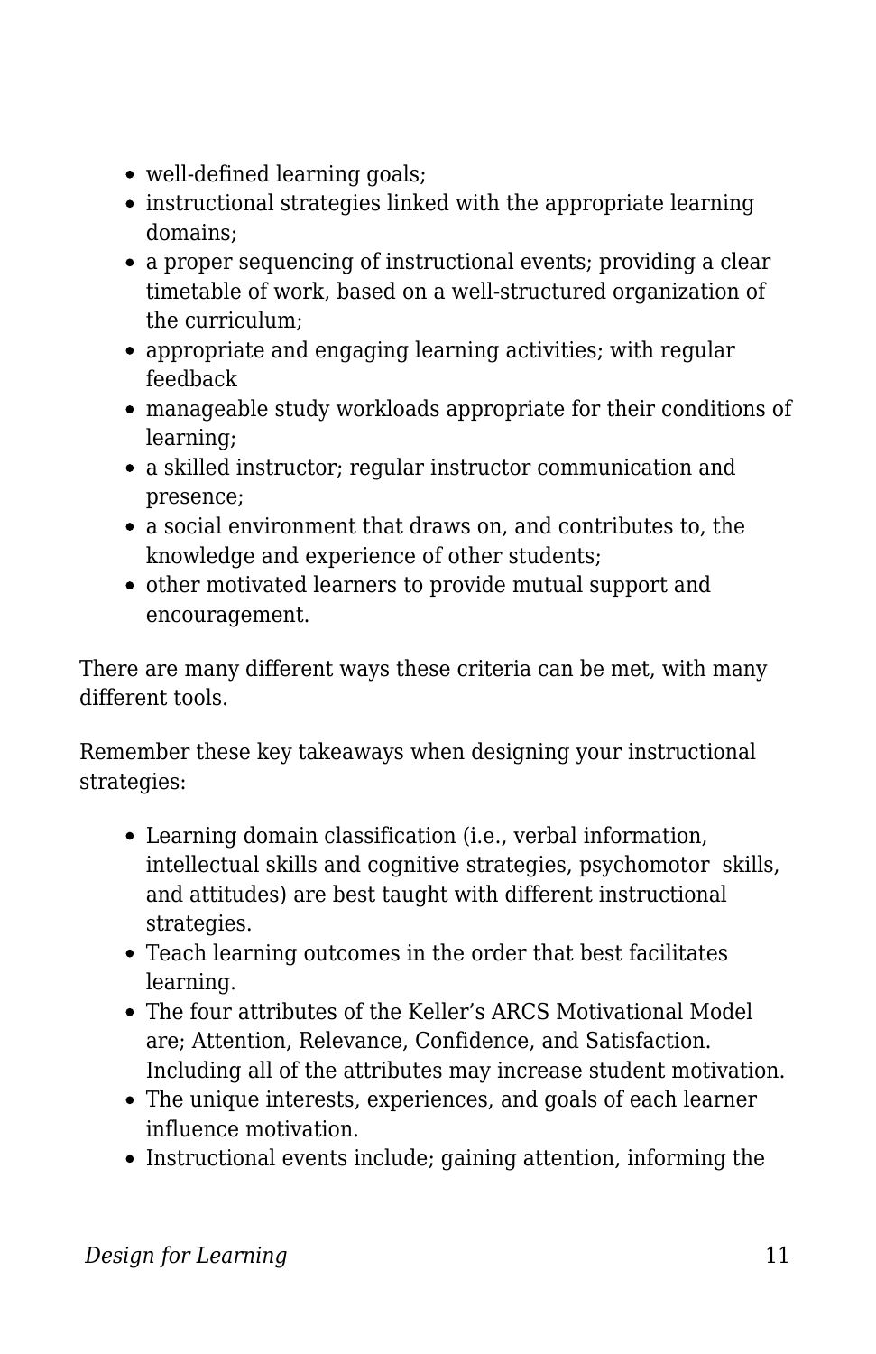- well-defined learning goals;
- instructional strategies linked with the appropriate learning domains;
- a proper sequencing of instructional events; providing a clear timetable of work, based on a well-structured organization of the curriculum;
- appropriate and engaging learning activities; with regular feedback
- manageable study workloads appropriate for their conditions of learning;
- a skilled instructor; regular instructor communication and presence;
- a social environment that draws on, and contributes to, the knowledge and experience of other students;
- other motivated learners to provide mutual support and encouragement.

There are many different ways these criteria can be met, with many different tools.

Remember these key takeaways when designing your instructional strategies:

- Learning domain classification (i.e., verbal information, intellectual skills and cognitive strategies, psychomotor skills, and attitudes) are best taught with different instructional strategies.
- Teach learning outcomes in the order that best facilitates learning.
- The four attributes of the Keller's ARCS Motivational Model are; Attention, Relevance, Confidence, and Satisfaction. Including all of the attributes may increase student motivation.
- The unique interests, experiences, and goals of each learner influence motivation.
- Instructional events include; gaining attention, informing the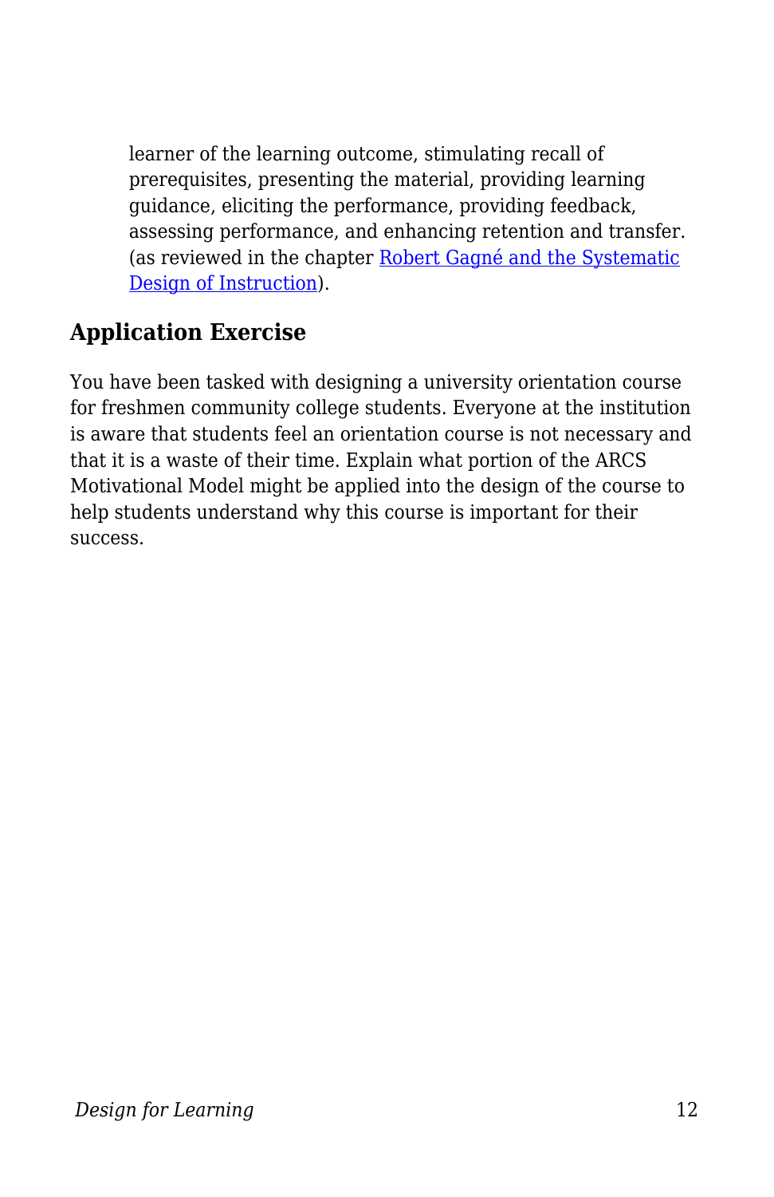learner of the learning outcome, stimulating recall of prerequisites, presenting the material, providing learning guidance, eliciting the performance, providing feedback, assessing performance, and enhancing retention and transfer. (as reviewed in the chapter [Robert Gagné and the Systematic Design of Instruction]).

## Application Exercise

You have been tasked with designing a university orientation course for freshmen community college students. Everyone at the institution is aware that students feel an orientation course is not necessary and that it is a waste of their time. Explain what portion of the ARCS Motivational Model might be applied into the design of the course to help students understand why this course is important for their success.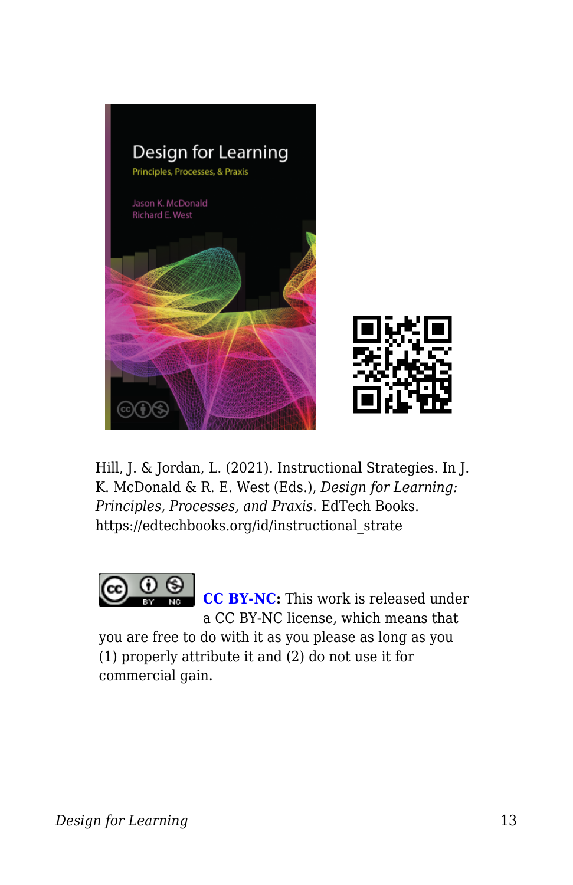Hill, J. & Jordan, L. (2021). Instructional Strategies. In J. K. McDonald & R. E. West (Eds.), *Design for Learning: Principles, Processes, and Praxis*. EdTech Books. https://edtechbooks.org/id/instructional_strate

**CC BY-NC:** This work is released under a CC BY-NC license, which means that you are free to do with it as you please as long as you (1) properly attribute it and (2) do not use it for commercial gain.